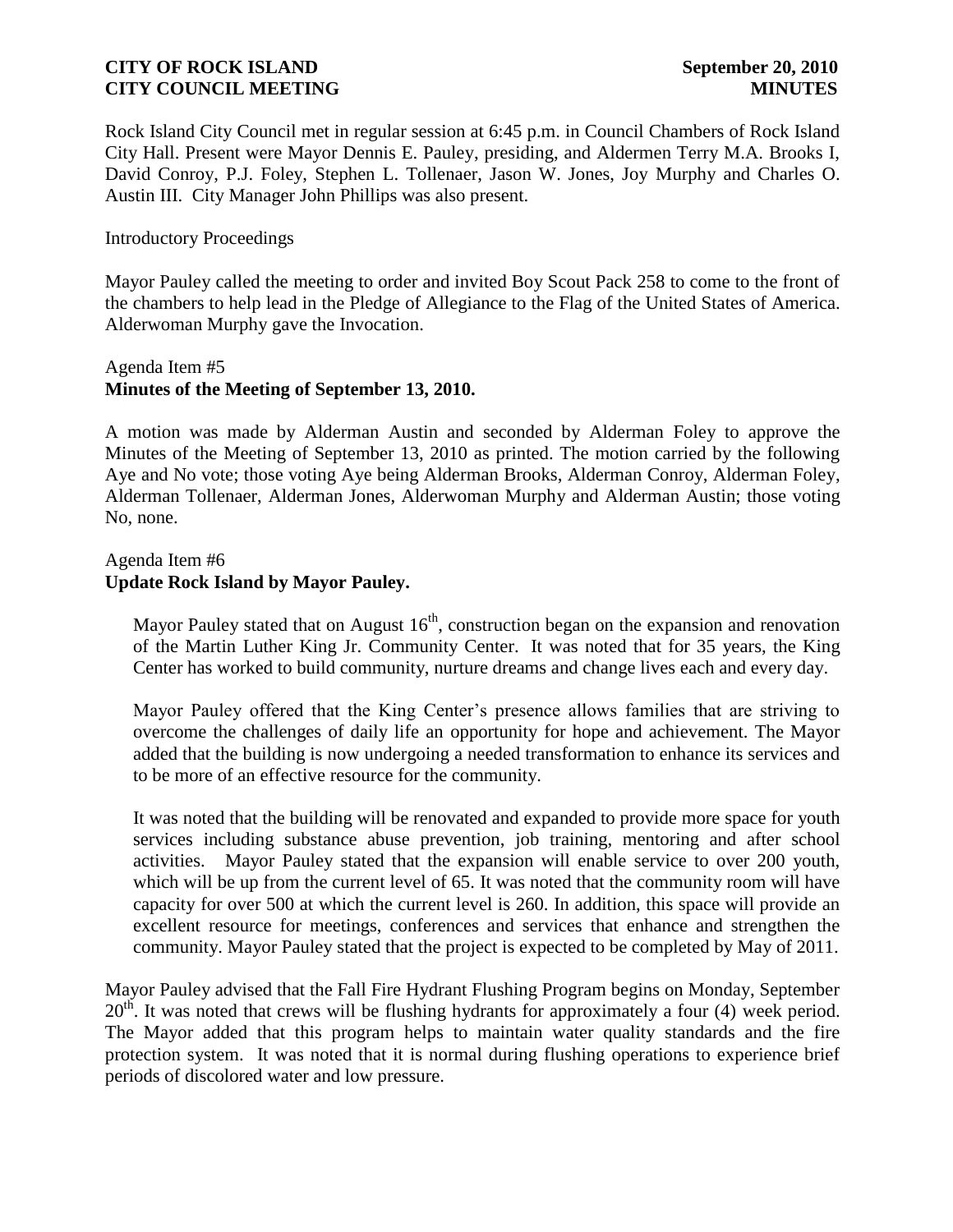Rock Island City Council met in regular session at 6:45 p.m. in Council Chambers of Rock Island City Hall. Present were Mayor Dennis E. Pauley, presiding, and Aldermen Terry M.A. Brooks I, David Conroy, P.J. Foley, Stephen L. Tollenaer, Jason W. Jones, Joy Murphy and Charles O. Austin III. City Manager John Phillips was also present.

Introductory Proceedings

Mayor Pauley called the meeting to order and invited Boy Scout Pack 258 to come to the front of the chambers to help lead in the Pledge of Allegiance to the Flag of the United States of America. Alderwoman Murphy gave the Invocation.

Agenda Item #5
**Minutes of the Meeting of September 13, 2010.**

A motion was made by Alderman Austin and seconded by Alderman Foley to approve the Minutes of the Meeting of September 13, 2010 as printed. The motion carried by the following Aye and No vote; those voting Aye being Alderman Brooks, Alderman Conroy, Alderman Foley, Alderman Tollenaer, Alderman Jones, Alderwoman Murphy and Alderman Austin; those voting No, none.

Agenda Item #6
**Update Rock Island by Mayor Pauley.**

Mayor Pauley stated that on August 16th, construction began on the expansion and renovation of the Martin Luther King Jr. Community Center. It was noted that for 35 years, the King Center has worked to build community, nurture dreams and change lives each and every day.

Mayor Pauley offered that the King Center's presence allows families that are striving to overcome the challenges of daily life an opportunity for hope and achievement. The Mayor added that the building is now undergoing a needed transformation to enhance its services and to be more of an effective resource for the community.

It was noted that the building will be renovated and expanded to provide more space for youth services including substance abuse prevention, job training, mentoring and after school activities. Mayor Pauley stated that the expansion will enable service to over 200 youth, which will be up from the current level of 65. It was noted that the community room will have capacity for over 500 at which the current level is 260. In addition, this space will provide an excellent resource for meetings, conferences and services that enhance and strengthen the community. Mayor Pauley stated that the project is expected to be completed by May of 2011.

Mayor Pauley advised that the Fall Fire Hydrant Flushing Program begins on Monday, September 20th. It was noted that crews will be flushing hydrants for approximately a four (4) week period. The Mayor added that this program helps to maintain water quality standards and the fire protection system. It was noted that it is normal during flushing operations to experience brief periods of discolored water and low pressure.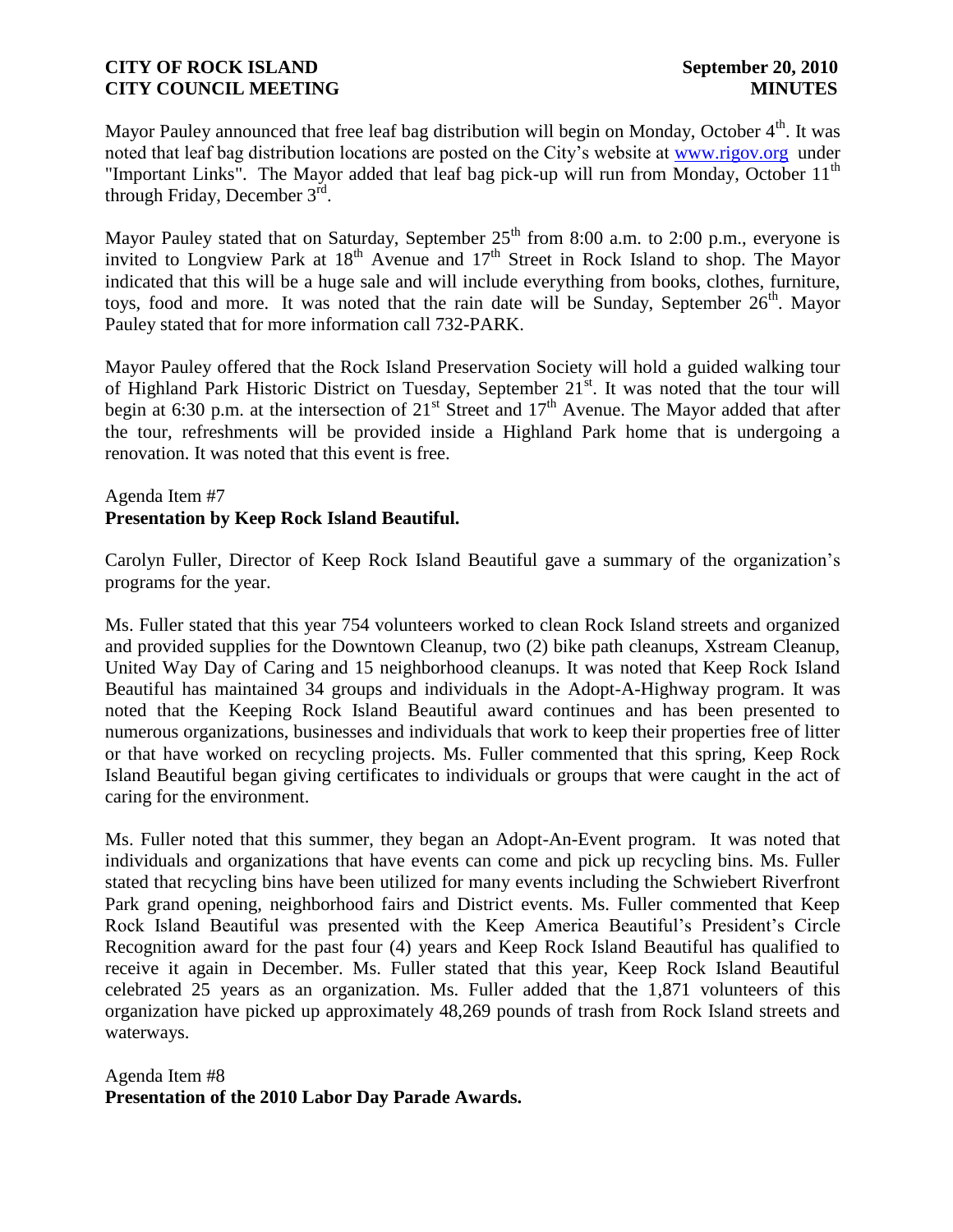Mayor Pauley announced that free leaf bag distribution will begin on Monday, October 4th. It was noted that leaf bag distribution locations are posted on the City's website at www.rigov.org under "Important Links". The Mayor added that leaf bag pick-up will run from Monday, October 11th through Friday, December 3rd.

Mayor Pauley stated that on Saturday, September 25th from 8:00 a.m. to 2:00 p.m., everyone is invited to Longview Park at 18th Avenue and 17th Street in Rock Island to shop. The Mayor indicated that this will be a huge sale and will include everything from books, clothes, furniture, toys, food and more. It was noted that the rain date will be Sunday, September 26th. Mayor Pauley stated that for more information call 732-PARK.

Mayor Pauley offered that the Rock Island Preservation Society will hold a guided walking tour of Highland Park Historic District on Tuesday, September 21st. It was noted that the tour will begin at 6:30 p.m. at the intersection of 21st Street and 17th Avenue. The Mayor added that after the tour, refreshments will be provided inside a Highland Park home that is undergoing a renovation. It was noted that this event is free.

Agenda Item #7
**Presentation by Keep Rock Island Beautiful.**

Carolyn Fuller, Director of Keep Rock Island Beautiful gave a summary of the organization's programs for the year.

Ms. Fuller stated that this year 754 volunteers worked to clean Rock Island streets and organized and provided supplies for the Downtown Cleanup, two (2) bike path cleanups, Xstream Cleanup, United Way Day of Caring and 15 neighborhood cleanups. It was noted that Keep Rock Island Beautiful has maintained 34 groups and individuals in the Adopt-A-Highway program. It was noted that the Keeping Rock Island Beautiful award continues and has been presented to numerous organizations, businesses and individuals that work to keep their properties free of litter or that have worked on recycling projects. Ms. Fuller commented that this spring, Keep Rock Island Beautiful began giving certificates to individuals or groups that were caught in the act of caring for the environment.

Ms. Fuller noted that this summer, they began an Adopt-An-Event program. It was noted that individuals and organizations that have events can come and pick up recycling bins. Ms. Fuller stated that recycling bins have been utilized for many events including the Schwiebert Riverfront Park grand opening, neighborhood fairs and District events. Ms. Fuller commented that Keep Rock Island Beautiful was presented with the Keep America Beautiful's President's Circle Recognition award for the past four (4) years and Keep Rock Island Beautiful has qualified to receive it again in December. Ms. Fuller stated that this year, Keep Rock Island Beautiful celebrated 25 years as an organization. Ms. Fuller added that the 1,871 volunteers of this organization have picked up approximately 48,269 pounds of trash from Rock Island streets and waterways.

Agenda Item #8
**Presentation of the 2010 Labor Day Parade Awards.**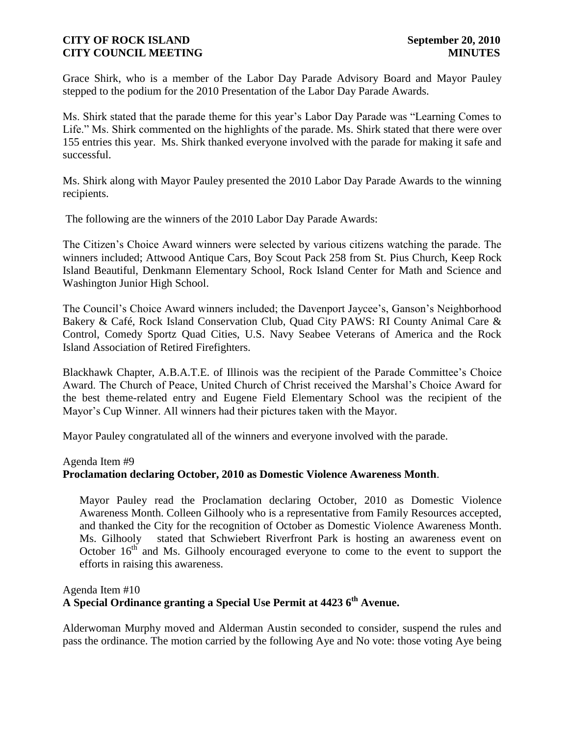Grace Shirk, who is a member of the Labor Day Parade Advisory Board and Mayor Pauley stepped to the podium for the 2010 Presentation of the Labor Day Parade Awards.

Ms. Shirk stated that the parade theme for this year's Labor Day Parade was "Learning Comes to Life." Ms. Shirk commented on the highlights of the parade. Ms. Shirk stated that there were over 155 entries this year. Ms. Shirk thanked everyone involved with the parade for making it safe and successful.

Ms. Shirk along with Mayor Pauley presented the 2010 Labor Day Parade Awards to the winning recipients.

The following are the winners of the 2010 Labor Day Parade Awards:

The Citizen's Choice Award winners were selected by various citizens watching the parade. The winners included; Attwood Antique Cars, Boy Scout Pack 258 from St. Pius Church, Keep Rock Island Beautiful, Denkmann Elementary School, Rock Island Center for Math and Science and Washington Junior High School.

The Council's Choice Award winners included; the Davenport Jaycee's, Ganson's Neighborhood Bakery & Café, Rock Island Conservation Club, Quad City PAWS: RI County Animal Care & Control, Comedy Sportz Quad Cities, U.S. Navy Seabee Veterans of America and the Rock Island Association of Retired Firefighters.

Blackhawk Chapter, A.B.A.T.E. of Illinois was the recipient of the Parade Committee's Choice Award. The Church of Peace, United Church of Christ received the Marshal's Choice Award for the best theme-related entry and Eugene Field Elementary School was the recipient of the Mayor's Cup Winner. All winners had their pictures taken with the Mayor.

Mayor Pauley congratulated all of the winners and everyone involved with the parade.

Agenda Item #9
**Proclamation declaring October, 2010 as Domestic Violence Awareness Month**.

Mayor Pauley read the Proclamation declaring October, 2010 as Domestic Violence Awareness Month. Colleen Gilhooly who is a representative from Family Resources accepted, and thanked the City for the recognition of October as Domestic Violence Awareness Month. Ms. Gilhooly stated that Schwiebert Riverfront Park is hosting an awareness event on October 16th and Ms. Gilhooly encouraged everyone to come to the event to support the efforts in raising this awareness.

Agenda Item #10
**A Special Ordinance granting a Special Use Permit at 4423 6th Avenue.**

Alderwoman Murphy moved and Alderman Austin seconded to consider, suspend the rules and pass the ordinance. The motion carried by the following Aye and No vote: those voting Aye being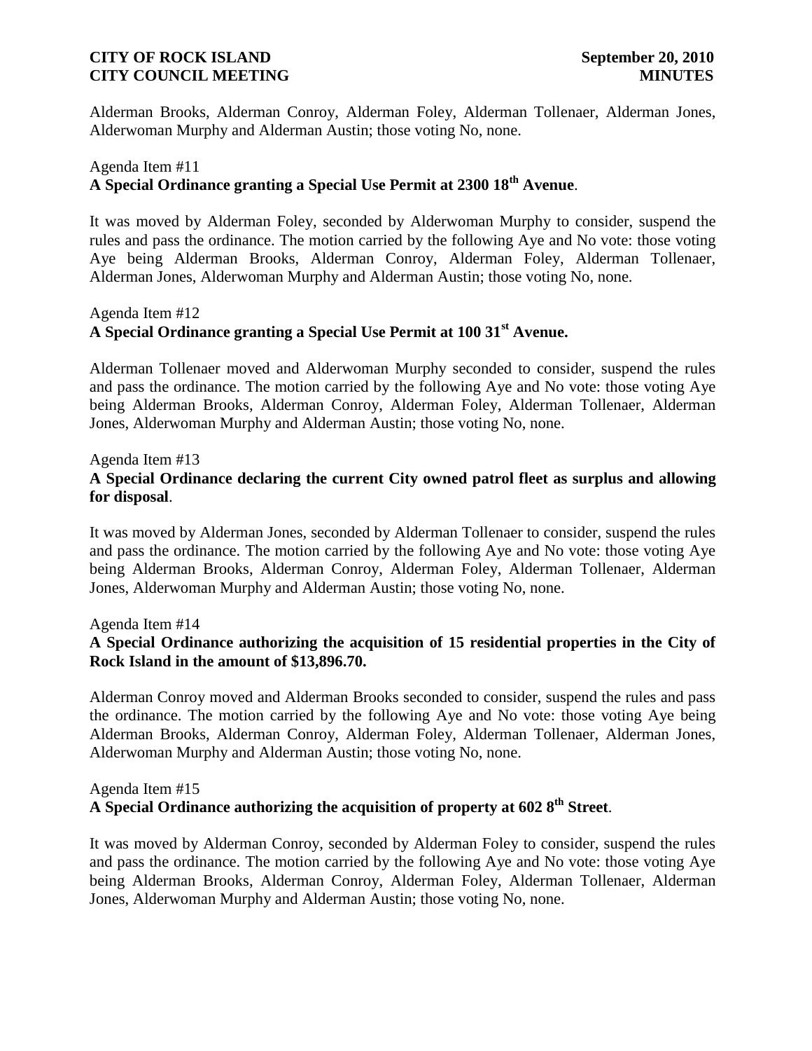Alderman Brooks, Alderman Conroy, Alderman Foley, Alderman Tollenaer, Alderman Jones, Alderwoman Murphy and Alderman Austin; those voting No, none.

Agenda Item #11
**A Special Ordinance granting a Special Use Permit at 2300 18th Avenue**.

It was moved by Alderman Foley, seconded by Alderwoman Murphy to consider, suspend the rules and pass the ordinance. The motion carried by the following Aye and No vote: those voting Aye being Alderman Brooks, Alderman Conroy, Alderman Foley, Alderman Tollenaer, Alderman Jones, Alderwoman Murphy and Alderman Austin; those voting No, none.

Agenda Item #12
**A Special Ordinance granting a Special Use Permit at 100 31st Avenue.**

Alderman Tollenaer moved and Alderwoman Murphy seconded to consider, suspend the rules and pass the ordinance. The motion carried by the following Aye and No vote: those voting Aye being Alderman Brooks, Alderman Conroy, Alderman Foley, Alderman Tollenaer, Alderman Jones, Alderwoman Murphy and Alderman Austin; those voting No, none.

Agenda Item #13
**A Special Ordinance declaring the current City owned patrol fleet as surplus and allowing for disposal**.

It was moved by Alderman Jones, seconded by Alderman Tollenaer to consider, suspend the rules and pass the ordinance. The motion carried by the following Aye and No vote: those voting Aye being Alderman Brooks, Alderman Conroy, Alderman Foley, Alderman Tollenaer, Alderman Jones, Alderwoman Murphy and Alderman Austin; those voting No, none.

Agenda Item #14
**A Special Ordinance authorizing the acquisition of 15 residential properties in the City of Rock Island in the amount of $13,896.70.**

Alderman Conroy moved and Alderman Brooks seconded to consider, suspend the rules and pass the ordinance. The motion carried by the following Aye and No vote: those voting Aye being Alderman Brooks, Alderman Conroy, Alderman Foley, Alderman Tollenaer, Alderman Jones, Alderwoman Murphy and Alderman Austin; those voting No, none.

Agenda Item #15
**A Special Ordinance authorizing the acquisition of property at 602 8th Street**.

It was moved by Alderman Conroy, seconded by Alderman Foley to consider, suspend the rules and pass the ordinance. The motion carried by the following Aye and No vote: those voting Aye being Alderman Brooks, Alderman Conroy, Alderman Foley, Alderman Tollenaer, Alderman Jones, Alderwoman Murphy and Alderman Austin; those voting No, none.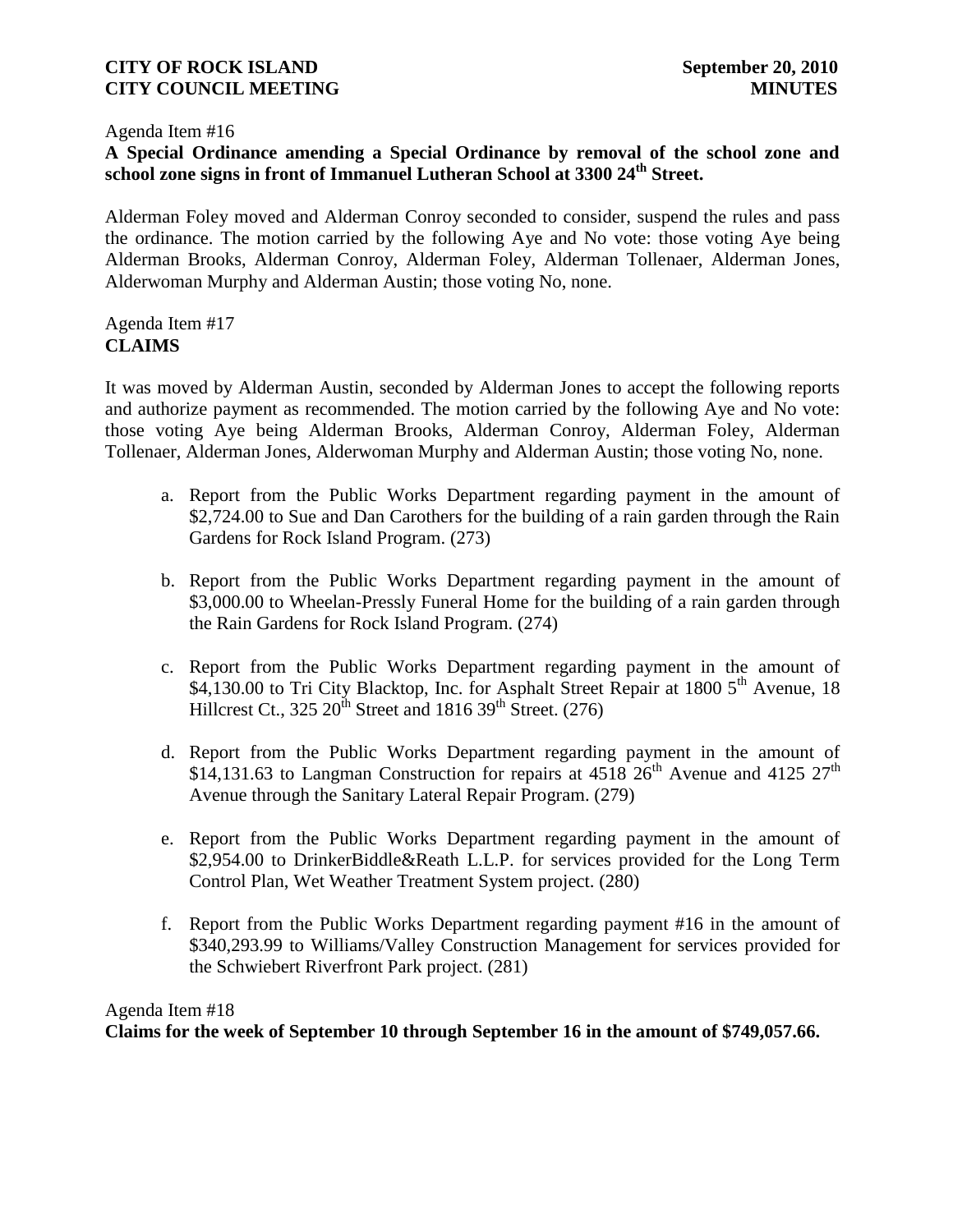Agenda Item #16
**A Special Ordinance amending a Special Ordinance by removal of the school zone and school zone signs in front of Immanuel Lutheran School at 3300 24th Street.**

Alderman Foley moved and Alderman Conroy seconded to consider, suspend the rules and pass the ordinance. The motion carried by the following Aye and No vote: those voting Aye being Alderman Brooks, Alderman Conroy, Alderman Foley, Alderman Tollenaer, Alderman Jones, Alderwoman Murphy and Alderman Austin; those voting No, none.

Agenda Item #17
**CLAIMS**

It was moved by Alderman Austin, seconded by Alderman Jones to accept the following reports and authorize payment as recommended. The motion carried by the following Aye and No vote: those voting Aye being Alderman Brooks, Alderman Conroy, Alderman Foley, Alderman Tollenaer, Alderman Jones, Alderwoman Murphy and Alderman Austin; those voting No, none.

a. Report from the Public Works Department regarding payment in the amount of $2,724.00 to Sue and Dan Carothers for the building of a rain garden through the Rain Gardens for Rock Island Program. (273)

b. Report from the Public Works Department regarding payment in the amount of $3,000.00 to Wheelan-Pressly Funeral Home for the building of a rain garden through the Rain Gardens for Rock Island Program. (274)

c. Report from the Public Works Department regarding payment in the amount of $4,130.00 to Tri City Blacktop, Inc. for Asphalt Street Repair at 1800 5th Avenue, 18 Hillcrest Ct., 325 20th Street and 1816 39th Street. (276)

d. Report from the Public Works Department regarding payment in the amount of $14,131.63 to Langman Construction for repairs at 4518 26th Avenue and 4125 27th Avenue through the Sanitary Lateral Repair Program. (279)

e. Report from the Public Works Department regarding payment in the amount of $2,954.00 to DrinkerBiddle&Reath L.L.P. for services provided for the Long Term Control Plan, Wet Weather Treatment System project. (280)

f. Report from the Public Works Department regarding payment #16 in the amount of $340,293.99 to Williams/Valley Construction Management for services provided for the Schwiebert Riverfront Park project. (281)

Agenda Item #18
**Claims for the week of September 10 through September 16 in the amount of $749,057.66.**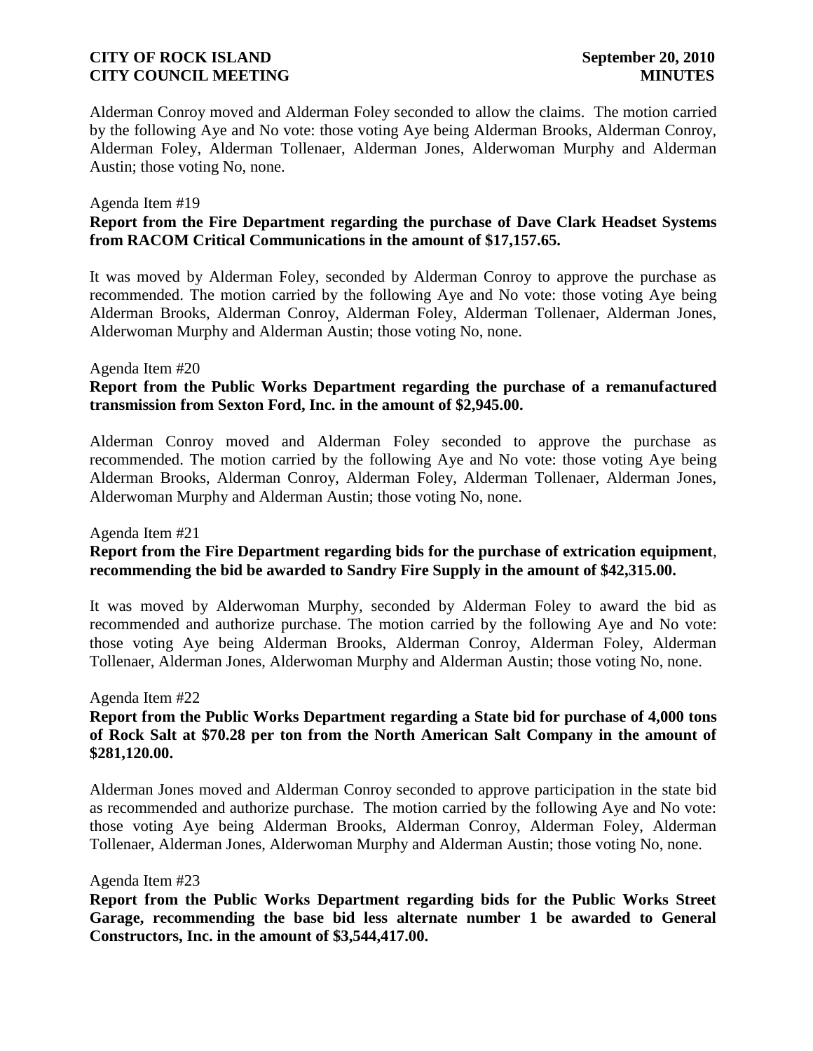Alderman Conroy moved and Alderman Foley seconded to allow the claims. The motion carried by the following Aye and No vote: those voting Aye being Alderman Brooks, Alderman Conroy, Alderman Foley, Alderman Tollenaer, Alderman Jones, Alderwoman Murphy and Alderman Austin; those voting No, none.

Agenda Item #19

**Report from the Fire Department regarding the purchase of Dave Clark Headset Systems from RACOM Critical Communications in the amount of $17,157.65.**

It was moved by Alderman Foley, seconded by Alderman Conroy to approve the purchase as recommended. The motion carried by the following Aye and No vote: those voting Aye being Alderman Brooks, Alderman Conroy, Alderman Foley, Alderman Tollenaer, Alderman Jones, Alderwoman Murphy and Alderman Austin; those voting No, none.

Agenda Item #20

**Report from the Public Works Department regarding the purchase of a remanufactured transmission from Sexton Ford, Inc. in the amount of $2,945.00.**

Alderman Conroy moved and Alderman Foley seconded to approve the purchase as recommended. The motion carried by the following Aye and No vote: those voting Aye being Alderman Brooks, Alderman Conroy, Alderman Foley, Alderman Tollenaer, Alderman Jones, Alderwoman Murphy and Alderman Austin; those voting No, none.

Agenda Item #21

**Report from the Fire Department regarding bids for the purchase of extrication equipment, recommending the bid be awarded to Sandry Fire Supply in the amount of $42,315.00.**

It was moved by Alderwoman Murphy, seconded by Alderman Foley to award the bid as recommended and authorize purchase. The motion carried by the following Aye and No vote: those voting Aye being Alderman Brooks, Alderman Conroy, Alderman Foley, Alderman Tollenaer, Alderman Jones, Alderwoman Murphy and Alderman Austin; those voting No, none.

Agenda Item #22

**Report from the Public Works Department regarding a State bid for purchase of 4,000 tons of Rock Salt at $70.28 per ton from the North American Salt Company in the amount of $281,120.00.**

Alderman Jones moved and Alderman Conroy seconded to approve participation in the state bid as recommended and authorize purchase. The motion carried by the following Aye and No vote: those voting Aye being Alderman Brooks, Alderman Conroy, Alderman Foley, Alderman Tollenaer, Alderman Jones, Alderwoman Murphy and Alderman Austin; those voting No, none.

Agenda Item #23

**Report from the Public Works Department regarding bids for the Public Works Street Garage, recommending the base bid less alternate number 1 be awarded to General Constructors, Inc. in the amount of $3,544,417.00.**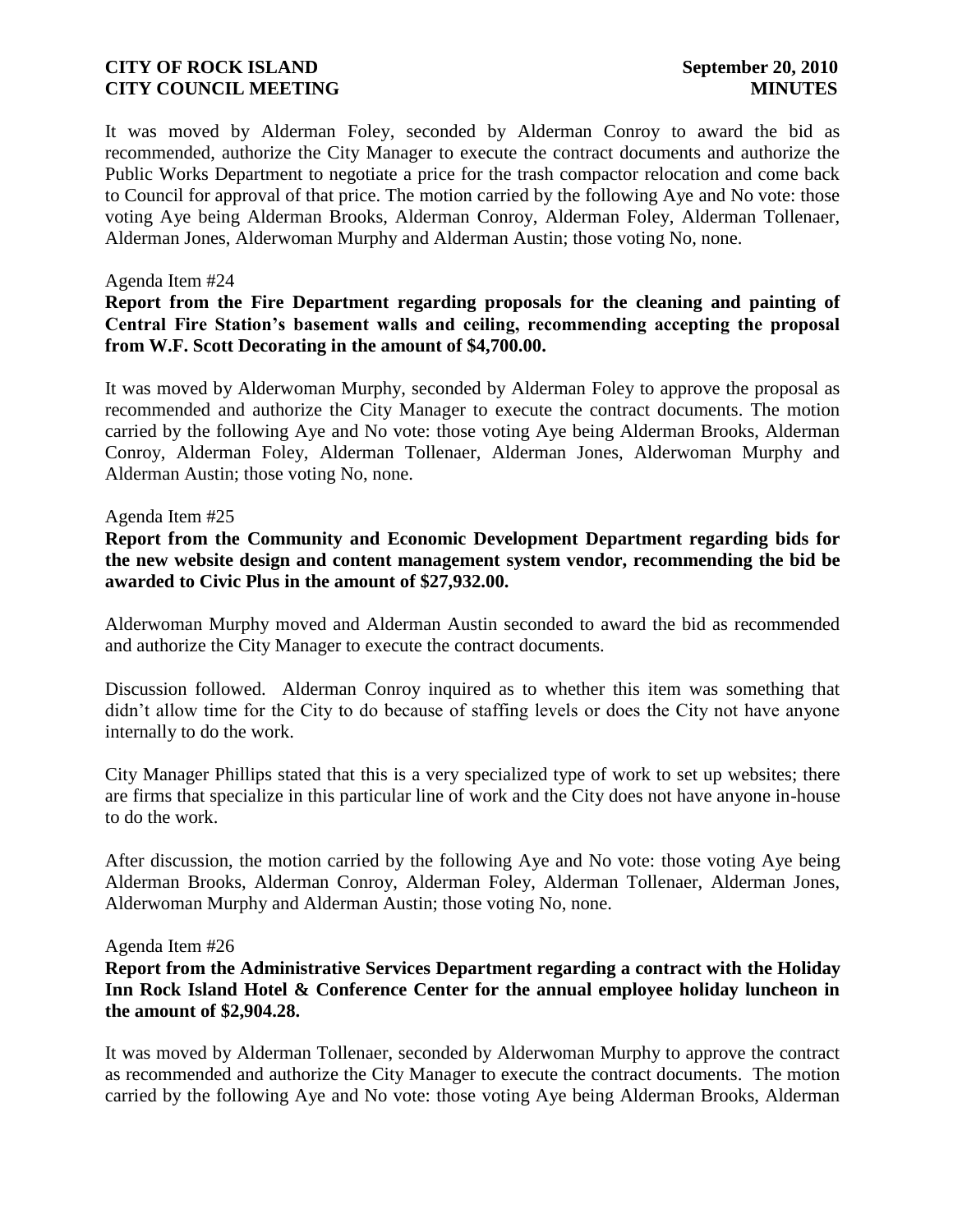It was moved by Alderman Foley, seconded by Alderman Conroy to award the bid as recommended, authorize the City Manager to execute the contract documents and authorize the Public Works Department to negotiate a price for the trash compactor relocation and come back to Council for approval of that price. The motion carried by the following Aye and No vote: those voting Aye being Alderman Brooks, Alderman Conroy, Alderman Foley, Alderman Tollenaer, Alderman Jones, Alderwoman Murphy and Alderman Austin; those voting No, none.

Agenda Item #24

**Report from the Fire Department regarding proposals for the cleaning and painting of Central Fire Station's basement walls and ceiling, recommending accepting the proposal from W.F. Scott Decorating in the amount of $4,700.00.**

It was moved by Alderwoman Murphy, seconded by Alderman Foley to approve the proposal as recommended and authorize the City Manager to execute the contract documents. The motion carried by the following Aye and No vote: those voting Aye being Alderman Brooks, Alderman Conroy, Alderman Foley, Alderman Tollenaer, Alderman Jones, Alderwoman Murphy and Alderman Austin; those voting No, none.

Agenda Item #25

**Report from the Community and Economic Development Department regarding bids for the new website design and content management system vendor, recommending the bid be awarded to Civic Plus in the amount of $27,932.00.**

Alderwoman Murphy moved and Alderman Austin seconded to award the bid as recommended and authorize the City Manager to execute the contract documents.

Discussion followed. Alderman Conroy inquired as to whether this item was something that didn't allow time for the City to do because of staffing levels or does the City not have anyone internally to do the work.

City Manager Phillips stated that this is a very specialized type of work to set up websites; there are firms that specialize in this particular line of work and the City does not have anyone in-house to do the work.

After discussion, the motion carried by the following Aye and No vote: those voting Aye being Alderman Brooks, Alderman Conroy, Alderman Foley, Alderman Tollenaer, Alderman Jones, Alderwoman Murphy and Alderman Austin; those voting No, none.

Agenda Item #26

**Report from the Administrative Services Department regarding a contract with the Holiday Inn Rock Island Hotel & Conference Center for the annual employee holiday luncheon in the amount of $2,904.28.**

It was moved by Alderman Tollenaer, seconded by Alderwoman Murphy to approve the contract as recommended and authorize the City Manager to execute the contract documents. The motion carried by the following Aye and No vote: those voting Aye being Alderman Brooks, Alderman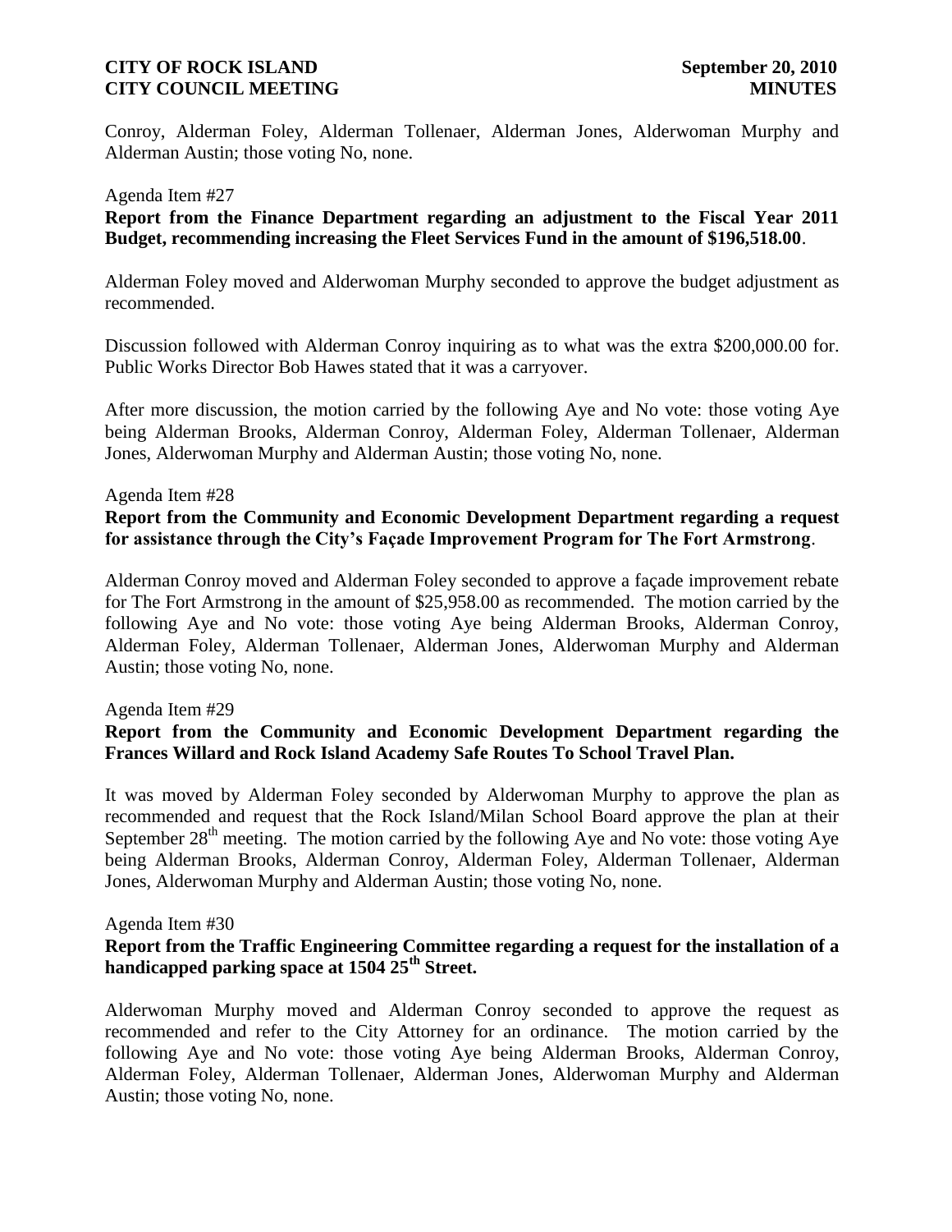Conroy, Alderman Foley, Alderman Tollenaer, Alderman Jones, Alderwoman Murphy and Alderman Austin; those voting No, none.

Agenda Item #27

**Report from the Finance Department regarding an adjustment to the Fiscal Year 2011 Budget, recommending increasing the Fleet Services Fund in the amount of $196,518.00**.

Alderman Foley moved and Alderwoman Murphy seconded to approve the budget adjustment as recommended.

Discussion followed with Alderman Conroy inquiring as to what was the extra $200,000.00 for. Public Works Director Bob Hawes stated that it was a carryover.

After more discussion, the motion carried by the following Aye and No vote: those voting Aye being Alderman Brooks, Alderman Conroy, Alderman Foley, Alderman Tollenaer, Alderman Jones, Alderwoman Murphy and Alderman Austin; those voting No, none.

Agenda Item #28

**Report from the Community and Economic Development Department regarding a request for assistance through the City's Façade Improvement Program for The Fort Armstrong**.

Alderman Conroy moved and Alderman Foley seconded to approve a façade improvement rebate for The Fort Armstrong in the amount of $25,958.00 as recommended. The motion carried by the following Aye and No vote: those voting Aye being Alderman Brooks, Alderman Conroy, Alderman Foley, Alderman Tollenaer, Alderman Jones, Alderwoman Murphy and Alderman Austin; those voting No, none.

Agenda Item #29

**Report from the Community and Economic Development Department regarding the Frances Willard and Rock Island Academy Safe Routes To School Travel Plan.**

It was moved by Alderman Foley seconded by Alderwoman Murphy to approve the plan as recommended and request that the Rock Island/Milan School Board approve the plan at their September 28th meeting. The motion carried by the following Aye and No vote: those voting Aye being Alderman Brooks, Alderman Conroy, Alderman Foley, Alderman Tollenaer, Alderman Jones, Alderwoman Murphy and Alderman Austin; those voting No, none.

Agenda Item #30

**Report from the Traffic Engineering Committee regarding a request for the installation of a handicapped parking space at 1504 25th Street.**

Alderwoman Murphy moved and Alderman Conroy seconded to approve the request as recommended and refer to the City Attorney for an ordinance. The motion carried by the following Aye and No vote: those voting Aye being Alderman Brooks, Alderman Conroy, Alderman Foley, Alderman Tollenaer, Alderman Jones, Alderwoman Murphy and Alderman Austin; those voting No, none.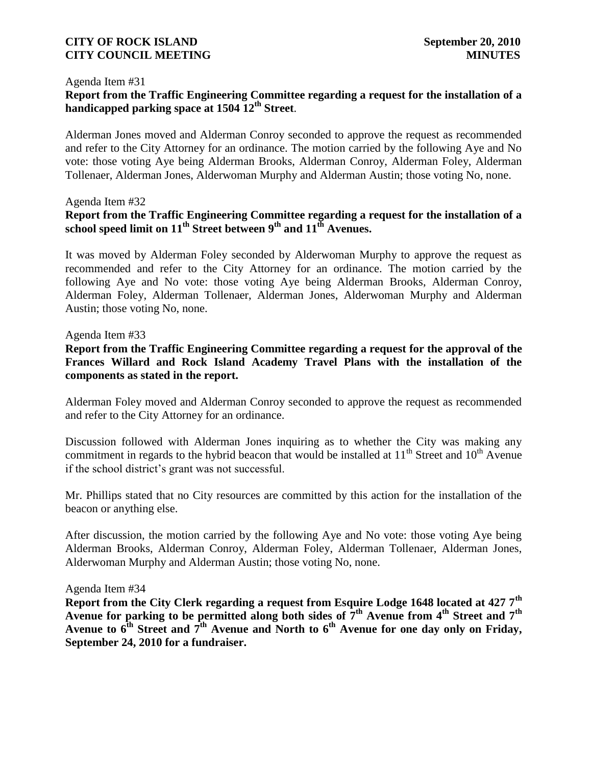Agenda Item #31

**Report from the Traffic Engineering Committee regarding a request for the installation of a handicapped parking space at 1504 12th Street**.

Alderman Jones moved and Alderman Conroy seconded to approve the request as recommended and refer to the City Attorney for an ordinance. The motion carried by the following Aye and No vote: those voting Aye being Alderman Brooks, Alderman Conroy, Alderman Foley, Alderman Tollenaer, Alderman Jones, Alderwoman Murphy and Alderman Austin; those voting No, none.

Agenda Item #32

**Report from the Traffic Engineering Committee regarding a request for the installation of a school speed limit on 11th Street between 9th and 11th Avenues.**

It was moved by Alderman Foley seconded by Alderwoman Murphy to approve the request as recommended and refer to the City Attorney for an ordinance. The motion carried by the following Aye and No vote: those voting Aye being Alderman Brooks, Alderman Conroy, Alderman Foley, Alderman Tollenaer, Alderman Jones, Alderwoman Murphy and Alderman Austin; those voting No, none.

Agenda Item #33

**Report from the Traffic Engineering Committee regarding a request for the approval of the Frances Willard and Rock Island Academy Travel Plans with the installation of the components as stated in the report.**

Alderman Foley moved and Alderman Conroy seconded to approve the request as recommended and refer to the City Attorney for an ordinance.

Discussion followed with Alderman Jones inquiring as to whether the City was making any commitment in regards to the hybrid beacon that would be installed at 11th Street and 10th Avenue if the school district's grant was not successful.

Mr. Phillips stated that no City resources are committed by this action for the installation of the beacon or anything else.

After discussion, the motion carried by the following Aye and No vote: those voting Aye being Alderman Brooks, Alderman Conroy, Alderman Foley, Alderman Tollenaer, Alderman Jones, Alderwoman Murphy and Alderman Austin; those voting No, none.

Agenda Item #34

**Report from the City Clerk regarding a request from Esquire Lodge 1648 located at 427 7th Avenue for parking to be permitted along both sides of 7th Avenue from 4th Street and 7th Avenue to 6th Street and 7th Avenue and North to 6th Avenue for one day only on Friday, September 24, 2010 for a fundraiser.**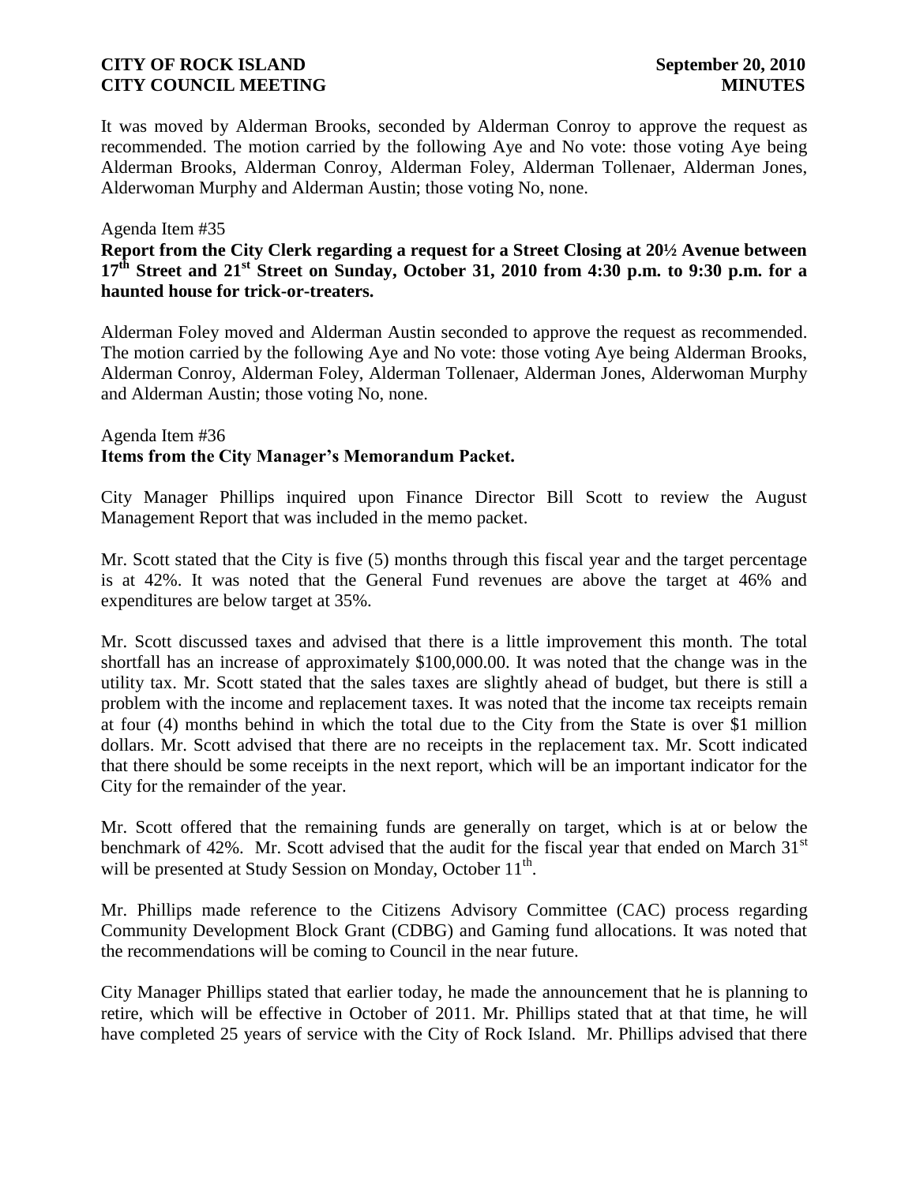It was moved by Alderman Brooks, seconded by Alderman Conroy to approve the request as recommended. The motion carried by the following Aye and No vote: those voting Aye being Alderman Brooks, Alderman Conroy, Alderman Foley, Alderman Tollenaer, Alderman Jones, Alderwoman Murphy and Alderman Austin; those voting No, none.

Agenda Item #35

**Report from the City Clerk regarding a request for a Street Closing at 20½ Avenue between 17th Street and 21st Street on Sunday, October 31, 2010 from 4:30 p.m. to 9:30 p.m. for a haunted house for trick-or-treaters.**

Alderman Foley moved and Alderman Austin seconded to approve the request as recommended. The motion carried by the following Aye and No vote: those voting Aye being Alderman Brooks, Alderman Conroy, Alderman Foley, Alderman Tollenaer, Alderman Jones, Alderwoman Murphy and Alderman Austin; those voting No, none.

Agenda Item #36

**Items from the City Manager's Memorandum Packet.**

City Manager Phillips inquired upon Finance Director Bill Scott to review the August Management Report that was included in the memo packet.

Mr. Scott stated that the City is five (5) months through this fiscal year and the target percentage is at 42%. It was noted that the General Fund revenues are above the target at 46% and expenditures are below target at 35%.

Mr. Scott discussed taxes and advised that there is a little improvement this month. The total shortfall has an increase of approximately $100,000.00. It was noted that the change was in the utility tax. Mr. Scott stated that the sales taxes are slightly ahead of budget, but there is still a problem with the income and replacement taxes. It was noted that the income tax receipts remain at four (4) months behind in which the total due to the City from the State is over $1 million dollars. Mr. Scott advised that there are no receipts in the replacement tax. Mr. Scott indicated that there should be some receipts in the next report, which will be an important indicator for the City for the remainder of the year.

Mr. Scott offered that the remaining funds are generally on target, which is at or below the benchmark of 42%. Mr. Scott advised that the audit for the fiscal year that ended on March 31st will be presented at Study Session on Monday, October 11th.

Mr. Phillips made reference to the Citizens Advisory Committee (CAC) process regarding Community Development Block Grant (CDBG) and Gaming fund allocations. It was noted that the recommendations will be coming to Council in the near future.

City Manager Phillips stated that earlier today, he made the announcement that he is planning to retire, which will be effective in October of 2011. Mr. Phillips stated that at that time, he will have completed 25 years of service with the City of Rock Island. Mr. Phillips advised that there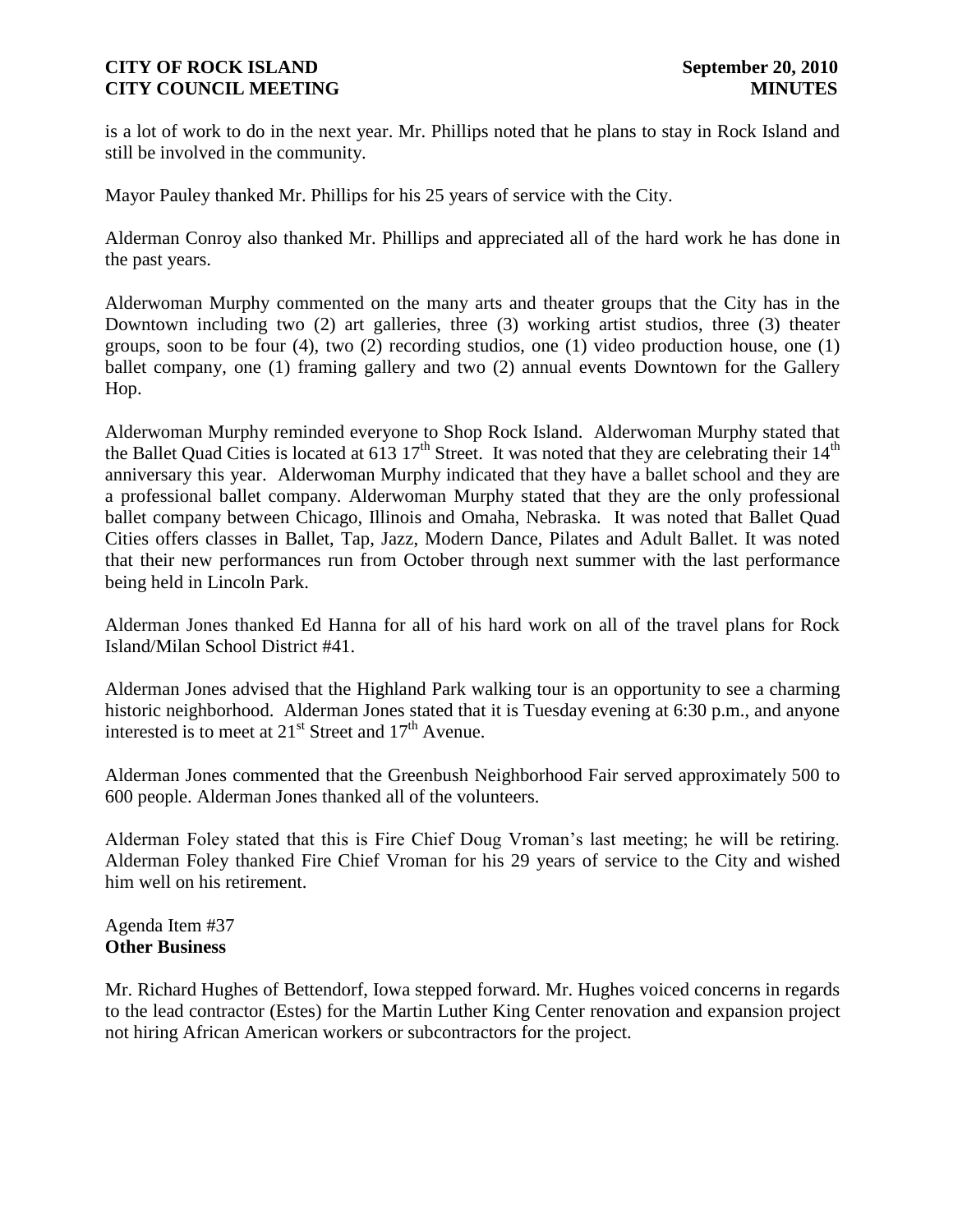is a lot of work to do in the next year. Mr. Phillips noted that he plans to stay in Rock Island and still be involved in the community.

Mayor Pauley thanked Mr. Phillips for his 25 years of service with the City.

Alderman Conroy also thanked Mr. Phillips and appreciated all of the hard work he has done in the past years.

Alderwoman Murphy commented on the many arts and theater groups that the City has in the Downtown including two (2) art galleries, three (3) working artist studios, three (3) theater groups, soon to be four (4), two (2) recording studios, one (1) video production house, one (1) ballet company, one (1) framing gallery and two (2) annual events Downtown for the Gallery Hop.

Alderwoman Murphy reminded everyone to Shop Rock Island. Alderwoman Murphy stated that the Ballet Quad Cities is located at 613 17th Street. It was noted that they are celebrating their 14th anniversary this year. Alderwoman Murphy indicated that they have a ballet school and they are a professional ballet company. Alderwoman Murphy stated that they are the only professional ballet company between Chicago, Illinois and Omaha, Nebraska. It was noted that Ballet Quad Cities offers classes in Ballet, Tap, Jazz, Modern Dance, Pilates and Adult Ballet. It was noted that their new performances run from October through next summer with the last performance being held in Lincoln Park.

Alderman Jones thanked Ed Hanna for all of his hard work on all of the travel plans for Rock Island/Milan School District #41.

Alderman Jones advised that the Highland Park walking tour is an opportunity to see a charming historic neighborhood. Alderman Jones stated that it is Tuesday evening at 6:30 p.m., and anyone interested is to meet at 21st Street and 17th Avenue.

Alderman Jones commented that the Greenbush Neighborhood Fair served approximately 500 to 600 people. Alderman Jones thanked all of the volunteers.

Alderman Foley stated that this is Fire Chief Doug Vroman's last meeting; he will be retiring. Alderman Foley thanked Fire Chief Vroman for his 29 years of service to the City and wished him well on his retirement.

Agenda Item #37
**Other Business**

Mr. Richard Hughes of Bettendorf, Iowa stepped forward. Mr. Hughes voiced concerns in regards to the lead contractor (Estes) for the Martin Luther King Center renovation and expansion project not hiring African American workers or subcontractors for the project.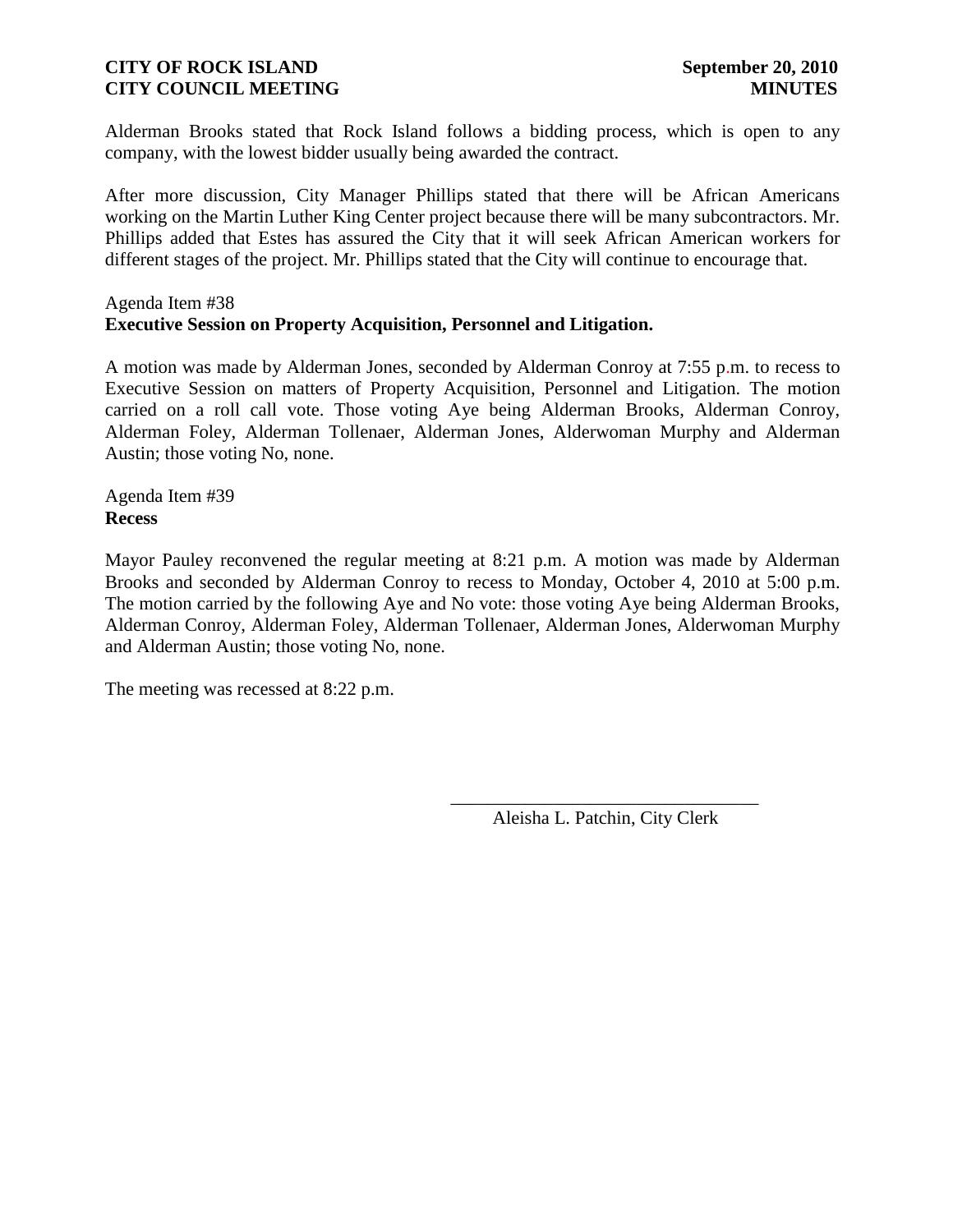Alderman Brooks stated that Rock Island follows a bidding process, which is open to any company, with the lowest bidder usually being awarded the contract.

After more discussion, City Manager Phillips stated that there will be African Americans working on the Martin Luther King Center project because there will be many subcontractors. Mr. Phillips added that Estes has assured the City that it will seek African American workers for different stages of the project. Mr. Phillips stated that the City will continue to encourage that.

Agenda Item #38
**Executive Session on Property Acquisition, Personnel and Litigation.**

A motion was made by Alderman Jones, seconded by Alderman Conroy at 7:55 p.m. to recess to Executive Session on matters of Property Acquisition, Personnel and Litigation. The motion carried on a roll call vote. Those voting Aye being Alderman Brooks, Alderman Conroy, Alderman Foley, Alderman Tollenaer, Alderman Jones, Alderwoman Murphy and Alderman Austin; those voting No, none.

Agenda Item #39
**Recess**

Mayor Pauley reconvened the regular meeting at 8:21 p.m. A motion was made by Alderman Brooks and seconded by Alderman Conroy to recess to Monday, October 4, 2010 at 5:00 p.m. The motion carried by the following Aye and No vote: those voting Aye being Alderman Brooks, Alderman Conroy, Alderman Foley, Alderman Tollenaer, Alderman Jones, Alderwoman Murphy and Alderman Austin; those voting No, none.

The meeting was recessed at 8:22 p.m.

\_\_\_\_\_\_\_\_\_\_\_\_\_\_\_\_\_\_\_\_\_\_\_\_\_\_\_\_\_\_\_\_\_\_

Aleisha L. Patchin, City Clerk